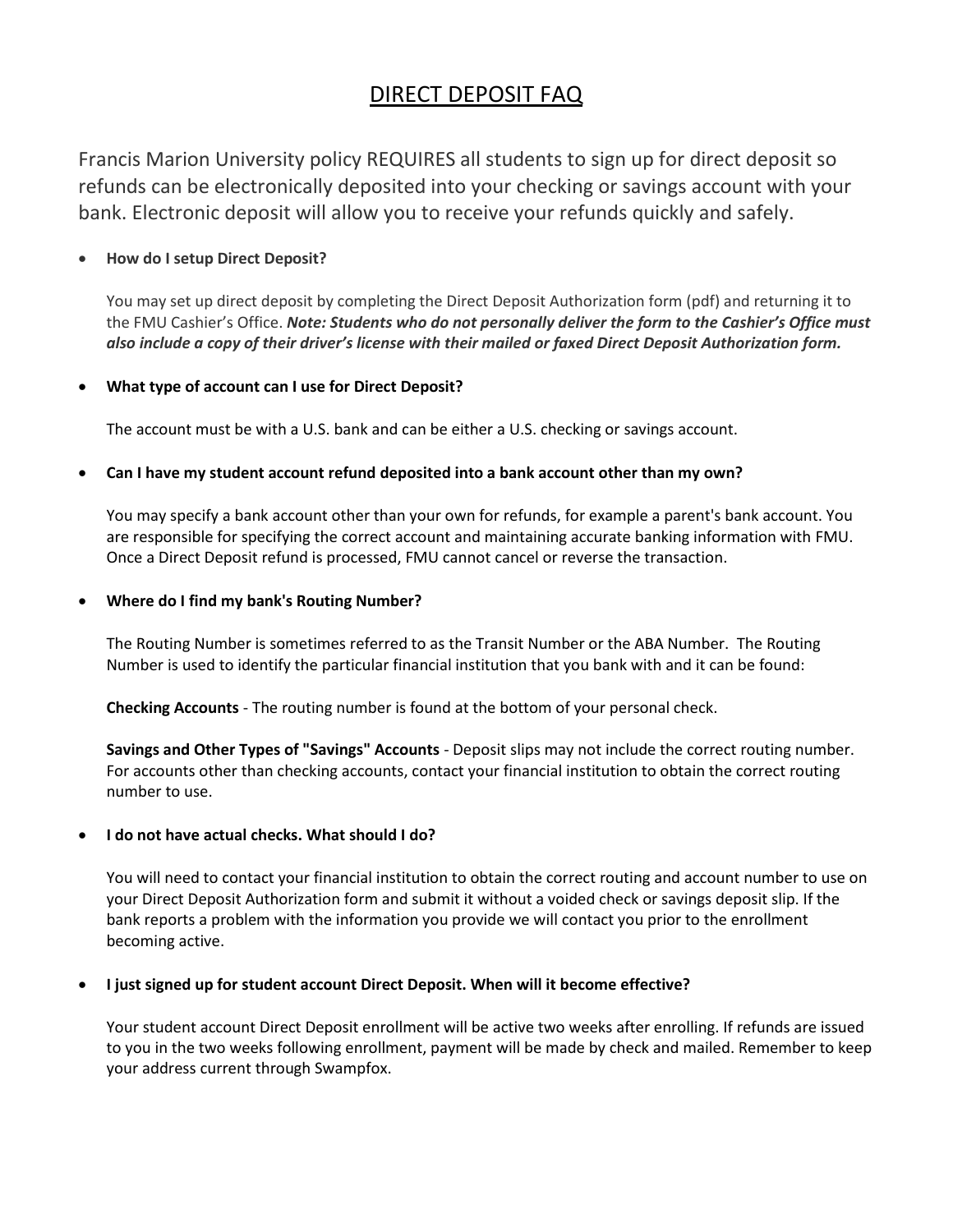# DIRECT DEPOSIT FAQ

Francis Marion University policy REQUIRES all students to sign up for direct deposit so refunds can be electronically deposited into your checking or savings account with your bank. Electronic deposit will allow you to receive your refunds quickly and safely.

- **How do I setup Direct Deposit?**

  You may set up direct deposit by completing the Direct Deposit Authorization form (pdf) and returning it to the FMU Cashier's Office. ***Note: Students who do not personally deliver the form to the Cashier's Office must also include a copy of their driver's license with their mailed or faxed Direct Deposit Authorization form.***

- **What type of account can I use for Direct Deposit?**

  The account must be with a U.S. bank and can be either a U.S. checking or savings account.

- **Can I have my student account refund deposited into a bank account other than my own?**

  You may specify a bank account other than your own for refunds, for example a parent's bank account. You are responsible for specifying the correct account and maintaining accurate banking information with FMU. Once a Direct Deposit refund is processed, FMU cannot cancel or reverse the transaction.

- **Where do I find my bank's Routing Number?**

  The Routing Number is sometimes referred to as the Transit Number or the ABA Number. The Routing Number is used to identify the particular financial institution that you bank with and it can be found:

  **Checking Accounts** - The routing number is found at the bottom of your personal check.

  **Savings and Other Types of "Savings" Accounts** - Deposit slips may not include the correct routing number. For accounts other than checking accounts, contact your financial institution to obtain the correct routing number to use.

- **I do not have actual checks. What should I do?**

  You will need to contact your financial institution to obtain the correct routing and account number to use on your Direct Deposit Authorization form and submit it without a voided check or savings deposit slip. If the bank reports a problem with the information you provide we will contact you prior to the enrollment becoming active.

- **I just signed up for student account Direct Deposit. When will it become effective?**

  Your student account Direct Deposit enrollment will be active two weeks after enrolling. If refunds are issued to you in the two weeks following enrollment, payment will be made by check and mailed. Remember to keep your address current through Swampfox.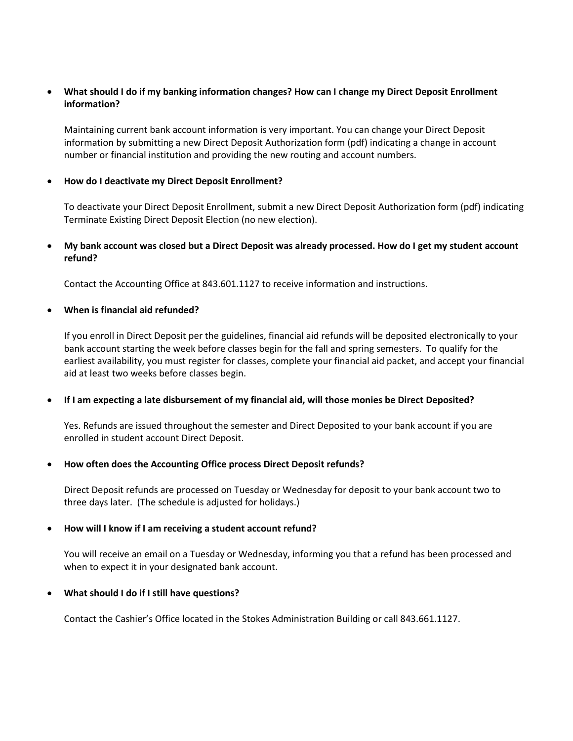- **What should I do if my banking information changes? How can I change my Direct Deposit Enrollment information?**

  Maintaining current bank account information is very important. You can change your Direct Deposit information by submitting a new Direct Deposit Authorization form (pdf) indicating a change in account number or financial institution and providing the new routing and account numbers.

- **How do I deactivate my Direct Deposit Enrollment?**

  To deactivate your Direct Deposit Enrollment, submit a new Direct Deposit Authorization form (pdf) indicating Terminate Existing Direct Deposit Election (no new election).

- **My bank account was closed but a Direct Deposit was already processed. How do I get my student account refund?**

  Contact the Accounting Office at 843.601.1127 to receive information and instructions.

- **When is financial aid refunded?**

  If you enroll in Direct Deposit per the guidelines, financial aid refunds will be deposited electronically to your bank account starting the week before classes begin for the fall and spring semesters. To qualify for the earliest availability, you must register for classes, complete your financial aid packet, and accept your financial aid at least two weeks before classes begin.

- **If I am expecting a late disbursement of my financial aid, will those monies be Direct Deposited?**

  Yes. Refunds are issued throughout the semester and Direct Deposited to your bank account if you are enrolled in student account Direct Deposit.

- **How often does the Accounting Office process Direct Deposit refunds?**

  Direct Deposit refunds are processed on Tuesday or Wednesday for deposit to your bank account two to three days later. (The schedule is adjusted for holidays.)

- **How will I know if I am receiving a student account refund?**

  You will receive an email on a Tuesday or Wednesday, informing you that a refund has been processed and when to expect it in your designated bank account.

- **What should I do if I still have questions?**

  Contact the Cashier's Office located in the Stokes Administration Building or call 843.661.1127.